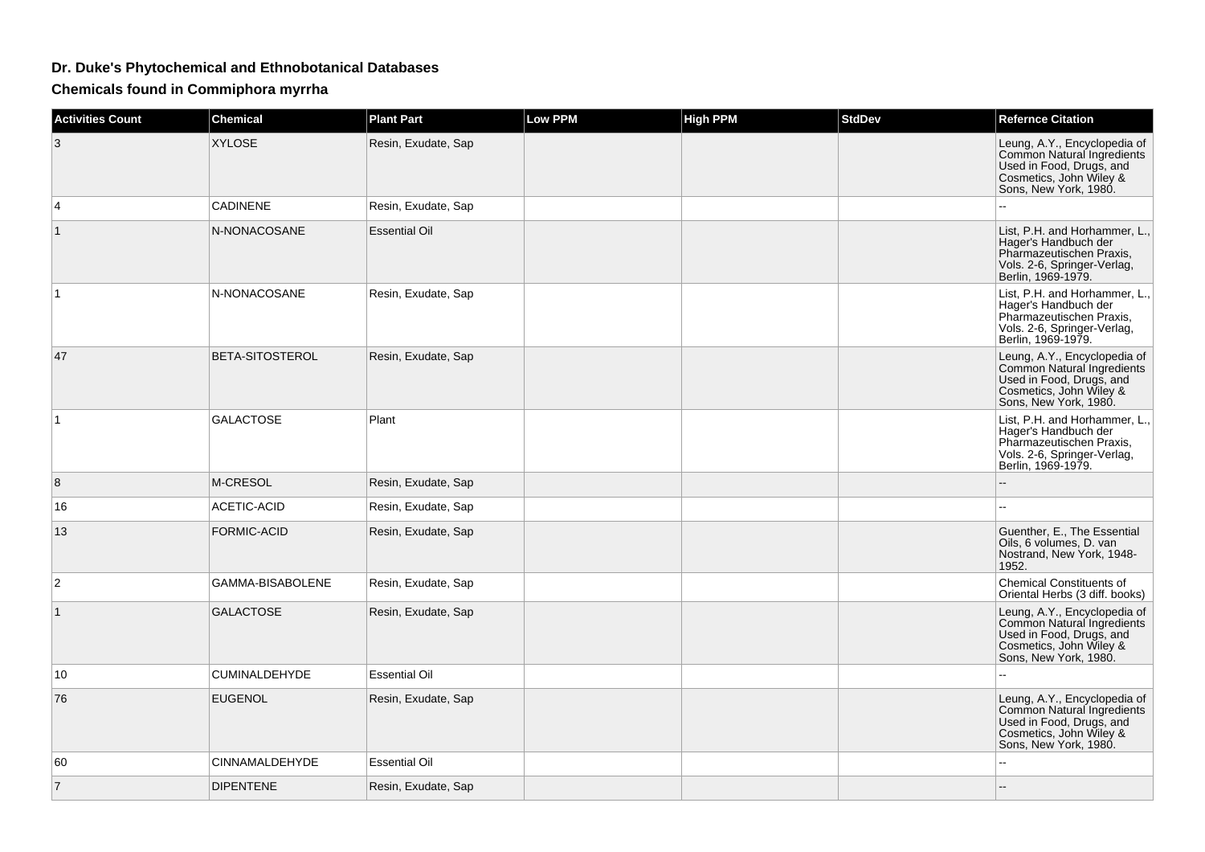# Dr. Duke's Phytochemical and Ethnobotanical Databases

## Chemicals found in Commiphora myrrha

| Activities Count | Chemical | Plant Part | Low PPM | High PPM | StdDev | Refernce Citation |
|---|---|---|---|---|---|---|
| 3 | XYLOSE | Resin, Exudate, Sap | | | | Leung, A.Y., Encyclopedia of Common Natural Ingredients Used in Food, Drugs, and Cosmetics, John Wiley & Sons, New York, 1980. |
| 4 | CADINENE | Resin, Exudate, Sap | | | | -- |
| 1 | N-NONACOSANE | Essential Oil | | | | List, P.H. and Horhammer, L., Hager's Handbuch der Pharmazeutischen Praxis, Vols. 2-6, Springer-Verlag, Berlin, 1969-1979. |
| 1 | N-NONACOSANE | Resin, Exudate, Sap | | | | List, P.H. and Horhammer, L., Hager's Handbuch der Pharmazeutischen Praxis, Vols. 2-6, Springer-Verlag, Berlin, 1969-1979. |
| 47 | BETA-SITOSTEROL | Resin, Exudate, Sap | | | | Leung, A.Y., Encyclopedia of Common Natural Ingredients Used in Food, Drugs, and Cosmetics, John Wiley & Sons, New York, 1980. |
| 1 | GALACTOSE | Plant | | | | List, P.H. and Horhammer, L., Hager's Handbuch der Pharmazeutischen Praxis, Vols. 2-6, Springer-Verlag, Berlin, 1969-1979. |
| 8 | M-CRESOL | Resin, Exudate, Sap | | | | -- |
| 16 | ACETIC-ACID | Resin, Exudate, Sap | | | | -- |
| 13 | FORMIC-ACID | Resin, Exudate, Sap | | | | Guenther, E., The Essential Oils, 6 volumes, D. van Nostrand, New York, 1948-1952. |
| 2 | GAMMA-BISABOLENE | Resin, Exudate, Sap | | | | Chemical Constituents of Oriental Herbs (3 diff. books) |
| 1 | GALACTOSE | Resin, Exudate, Sap | | | | Leung, A.Y., Encyclopedia of Common Natural Ingredients Used in Food, Drugs, and Cosmetics, John Wiley & Sons, New York, 1980. |
| 10 | CUMINALDEHYDE | Essential Oil | | | | -- |
| 76 | EUGENOL | Resin, Exudate, Sap | | | | Leung, A.Y., Encyclopedia of Common Natural Ingredients Used in Food, Drugs, and Cosmetics, John Wiley & Sons, New York, 1980. |
| 60 | CINNAMALDEHYDE | Essential Oil | | | | -- |
| 7 | DIPENTENE | Resin, Exudate, Sap | | | | -- |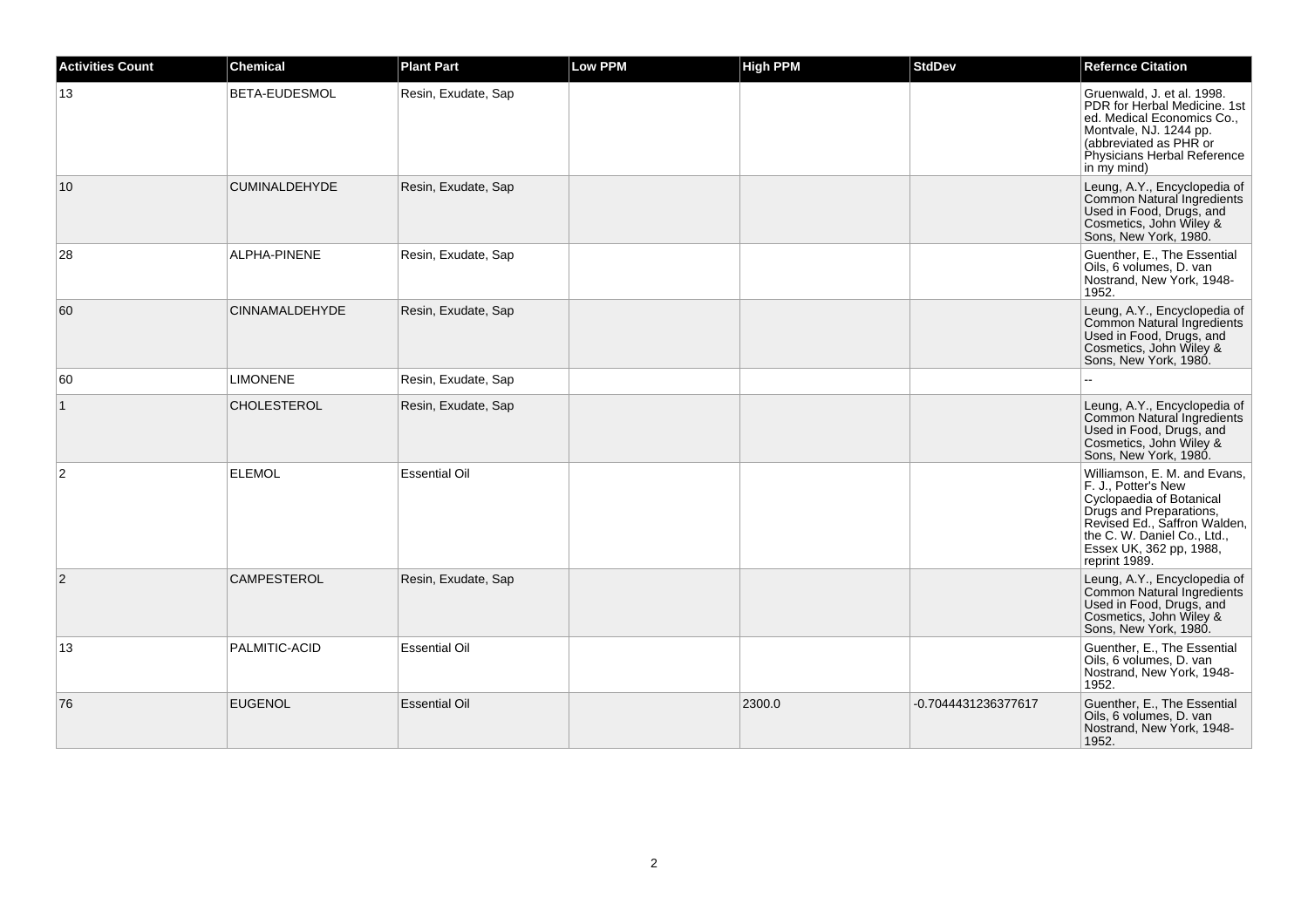| Activities Count | Chemical | Plant Part | Low PPM | High PPM | StdDev | Refernce Citation |
| --- | --- | --- | --- | --- | --- | --- |
| 13 | BETA-EUDESMOL | Resin, Exudate, Sap | | | | Gruenwald, J. et al. 1998. PDR for Herbal Medicine. 1st ed. Medical Economics Co., Montvale, NJ. 1244 pp. (abbreviated as PHR or Physicians Herbal Reference in my mind) |
| 10 | CUMINALDEHYDE | Resin, Exudate, Sap | | | | Leung, A.Y., Encyclopedia of Common Natural Ingredients Used in Food, Drugs, and Cosmetics, John Wiley & Sons, New York, 1980. |
| 28 | ALPHA-PINENE | Resin, Exudate, Sap | | | | Guenther, E., The Essential Oils, 6 volumes, D. van Nostrand, New York, 1948-1952. |
| 60 | CINNAMALDEHYDE | Resin, Exudate, Sap | | | | Leung, A.Y., Encyclopedia of Common Natural Ingredients Used in Food, Drugs, and Cosmetics, John Wiley & Sons, New York, 1980. |
| 60 | LIMONENE | Resin, Exudate, Sap | | | | -- |
| 1 | CHOLESTEROL | Resin, Exudate, Sap | | | | Leung, A.Y., Encyclopedia of Common Natural Ingredients Used in Food, Drugs, and Cosmetics, John Wiley & Sons, New York, 1980. |
| 2 | ELEMOL | Essential Oil | | | | Williamson, E. M. and Evans, F. J., Potter's New Cyclopaedia of Botanical Drugs and Preparations, Revised Ed., Saffron Walden, the C. W. Daniel Co., Ltd., Essex UK, 362 pp, 1988, reprint 1989. |
| 2 | CAMPESTEROL | Resin, Exudate, Sap | | | | Leung, A.Y., Encyclopedia of Common Natural Ingredients Used in Food, Drugs, and Cosmetics, John Wiley & Sons, New York, 1980. |
| 13 | PALMITIC-ACID | Essential Oil | | | | Guenther, E., The Essential Oils, 6 volumes, D. van Nostrand, New York, 1948-1952. |
| 76 | EUGENOL | Essential Oil | | 2300.0 | -0.7044431236377617 | Guenther, E., The Essential Oils, 6 volumes, D. van Nostrand, New York, 1948-1952. |